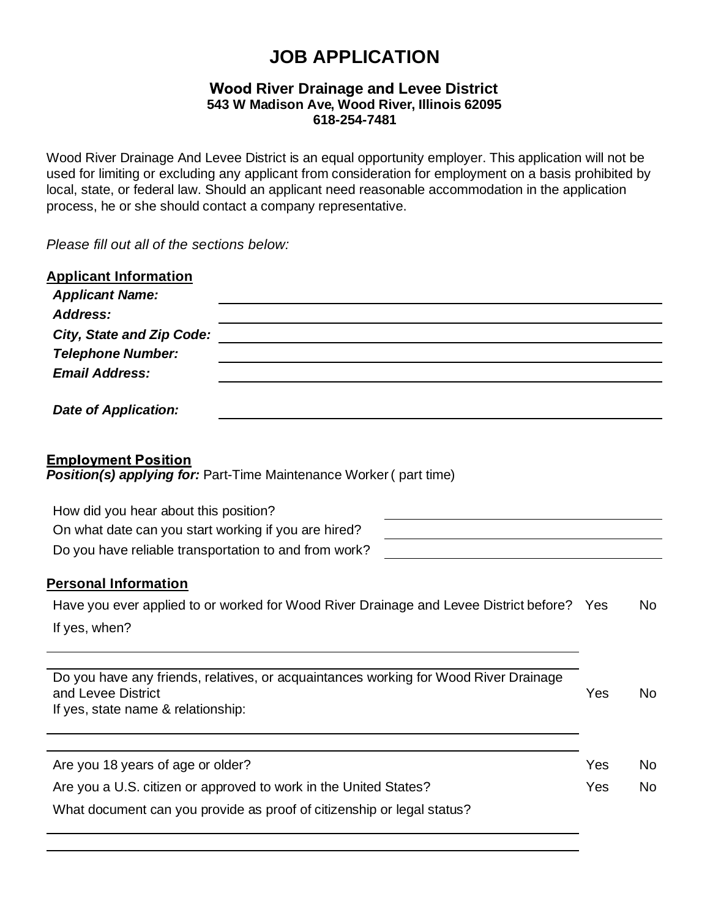# JOB APPLICATION

### Wood River Drainage and Levee District
**543 W Madison Ave, Wood River, Illinois 62095**
**618-254-7481**

Wood River Drainage And Levee District is an equal opportunity employer. This application will not be used for limiting or excluding any applicant from consideration for employment on a basis prohibited by local, state, or federal law. Should an applicant need reasonable accommodation in the application process, he or she should contact a company representative.

*Please fill out all of the sections below:*

## Applicant Information

***Applicant Name:*** ____________________

***Address:*** ____________________

***City, State and Zip Code:*** ____________________

***Telephone Number:*** ____________________

***Email Address:*** ____________________

***Date of Application:*** ____________________

## Employment Position

***Position(s) applying for:*** Part-Time Maintenance Worker ( part time)

How did you hear about this position? ____________________

On what date can you start working if you are hired? ____________________

Do you have reliable transportation to and from work? ____________________

## Personal Information

Have you ever applied to or worked for Wood River Drainage and Levee District before? Yes No

If yes, when?

____________________

____________________

Do you have any friends, relatives, or acquaintances working for Wood River Drainage and Levee District Yes No

If yes, state name & relationship:

____________________

____________________

Are you 18 years of age or older? Yes No

Are you a U.S. citizen or approved to work in the United States? Yes No

What document can you provide as proof of citizenship or legal status?

____________________

____________________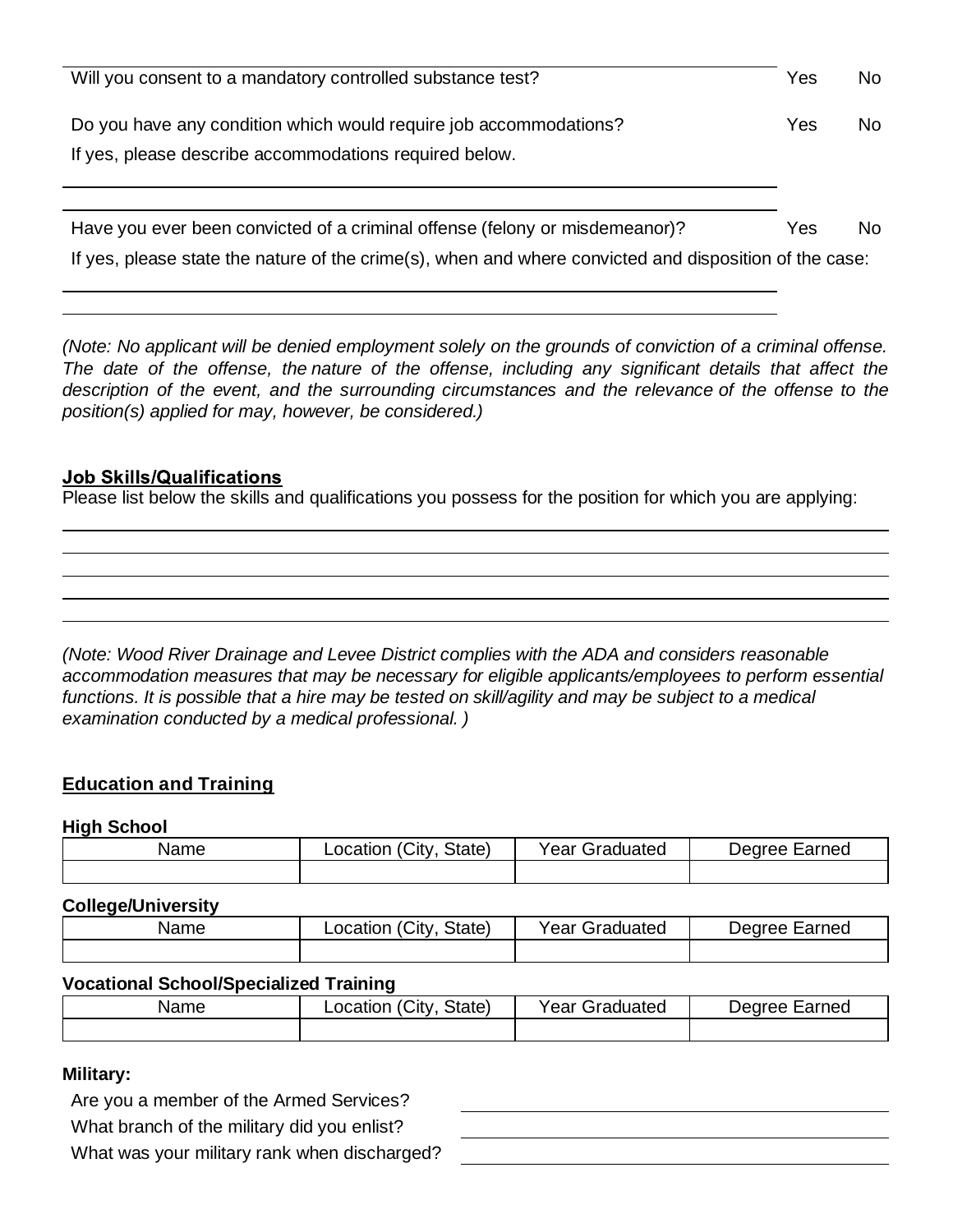Will you consent to a mandatory controlled substance test? Yes No

Do you have any condition which would require job accommodations? Yes No

If yes, please describe accommodations required below.

Have you ever been convicted of a criminal offense (felony or misdemeanor)? Yes No

If yes, please state the nature of the crime(s), when and where convicted and disposition of the case:

*(Note: No applicant will be denied employment solely on the grounds of conviction of a criminal offense. The date of the offense, the nature of the offense, including any significant details that affect the description of the event, and the surrounding circumstances and the relevance of the offense to the position(s) applied for may, however, be considered.)*

## Job Skills/Qualifications

Please list below the skills and qualifications you possess for the position for which you are applying:

*(Note: Wood River Drainage and Levee District complies with the ADA and considers reasonable accommodation measures that may be necessary for eligible applicants/employees to perform essential functions. It is possible that a hire may be tested on skill/agility and may be subject to a medical examination conducted by a medical professional. )*

## Education and Training

**High School**

| Name | Location (City, State) | Year Graduated | Degree Earned |
|---|---|---|---|
| | | | |

**College/University**

| Name | Location (City, State) | Year Graduated | Degree Earned |
|---|---|---|---|
| | | | |

**Vocational School/Specialized Training**

| Name | Location (City, State) | Year Graduated | Degree Earned |
|---|---|---|---|
| | | | |

**Military:**

Are you a member of the Armed Services?

What branch of the military did you enlist?

What was your military rank when discharged?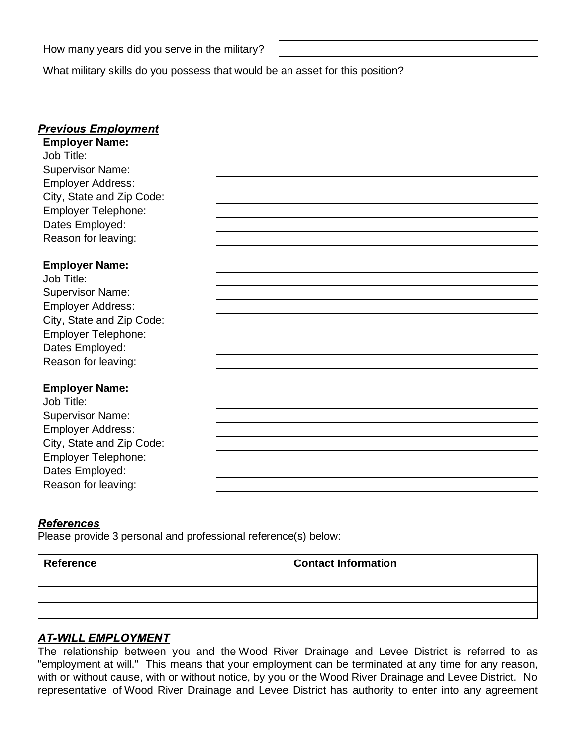How many years did you serve in the military? ______________________________

What military skills do you possess that would be an asset for this position?

______________________________________________________________________________

______________________________________________________________________________

***Previous Employment***

**Employer Name:** ______________________________
Job Title: ______________________________
Supervisor Name: ______________________________
Employer Address: ______________________________
City, State and Zip Code: ______________________________
Employer Telephone: ______________________________
Dates Employed: ______________________________
Reason for leaving: ______________________________

**Employer Name:** ______________________________
Job Title: ______________________________
Supervisor Name: ______________________________
Employer Address: ______________________________
City, State and Zip Code: ______________________________
Employer Telephone: ______________________________
Dates Employed: ______________________________
Reason for leaving: ______________________________

**Employer Name:** ______________________________
Job Title: ______________________________
Supervisor Name: ______________________________
Employer Address: ______________________________
City, State and Zip Code: ______________________________
Employer Telephone: ______________________________
Dates Employed: ______________________________
Reason for leaving: ______________________________

***References***

Please provide 3 personal and professional reference(s) below:

| Reference | Contact Information |
| --- | --- |
| | |
| | |
| | |

***AT-WILL EMPLOYMENT***

The relationship between you and the Wood River Drainage and Levee District is referred to as "employment at will." This means that your employment can be terminated at any time for any reason, with or without cause, with or without notice, by you or the Wood River Drainage and Levee District. No representative of Wood River Drainage and Levee District has authority to enter into any agreement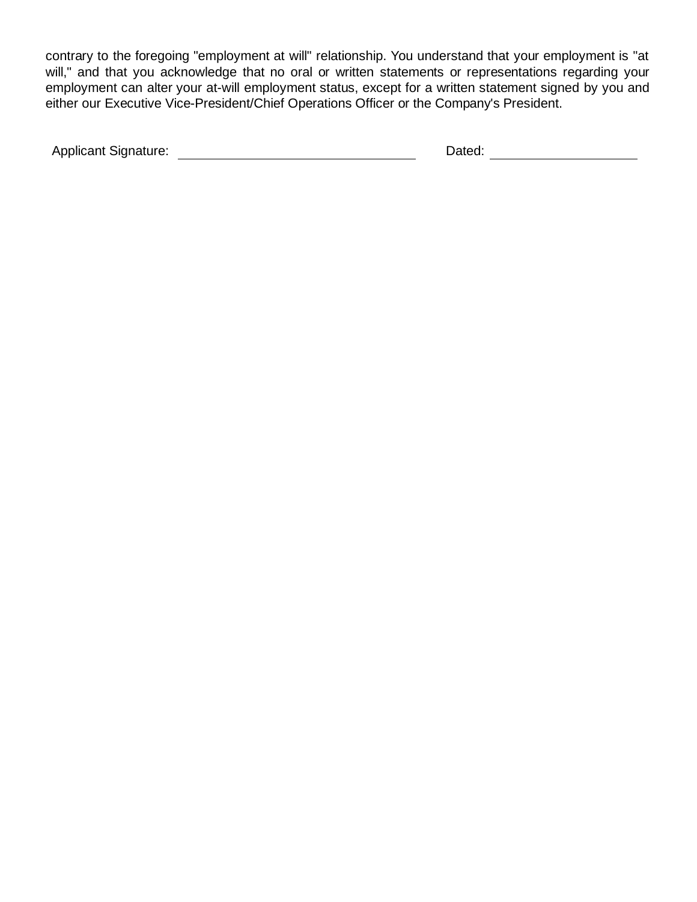contrary to the foregoing "employment at will" relationship. You understand that your employment is "at will," and that you acknowledge that no oral or written statements or representations regarding your employment can alter your at-will employment status, except for a written statement signed by you and either our Executive Vice-President/Chief Operations Officer or the Company's President.

Applicant Signature: ______________________________ Dated: ____________________